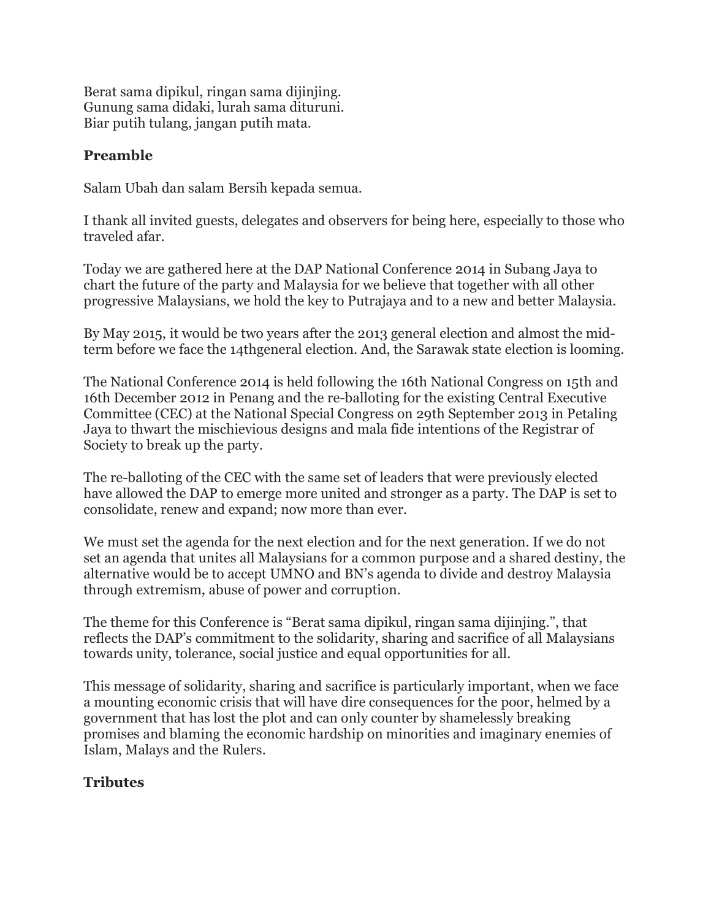Berat sama dipikul, ringan sama dijinjing.
Gunung sama didaki, lurah sama dituruni.
Biar putih tulang, jangan putih mata.

## Preamble

Salam Ubah dan salam Bersih kepada semua.

I thank all invited guests, delegates and observers for being here, especially to those who traveled afar.

Today we are gathered here at the DAP National Conference 2014 in Subang Jaya to chart the future of the party and Malaysia for we believe that together with all other progressive Malaysians, we hold the key to Putrajaya and to a new and better Malaysia.

By May 2015, it would be two years after the 2013 general election and almost the mid-term before we face the 14thgeneral election. And, the Sarawak state election is looming.

The National Conference 2014 is held following the 16th National Congress on 15th and 16th December 2012 in Penang and the re-balloting for the existing Central Executive Committee (CEC) at the National Special Congress on 29th September 2013 in Petaling Jaya to thwart the mischievious designs and mala fide intentions of the Registrar of Society to break up the party.

The re-balloting of the CEC with the same set of leaders that were previously elected have allowed the DAP to emerge more united and stronger as a party. The DAP is set to consolidate, renew and expand; now more than ever.

We must set the agenda for the next election and for the next generation. If we do not set an agenda that unites all Malaysians for a common purpose and a shared destiny, the alternative would be to accept UMNO and BN's agenda to divide and destroy Malaysia through extremism, abuse of power and corruption.

The theme for this Conference is "Berat sama dipikul, ringan sama dijinjing.", that reflects the DAP's commitment to the solidarity, sharing and sacrifice of all Malaysians towards unity, tolerance, social justice and equal opportunities for all.

This message of solidarity, sharing and sacrifice is particularly important, when we face a mounting economic crisis that will have dire consequences for the poor, helmed by a government that has lost the plot and can only counter by shamelessly breaking promises and blaming the economic hardship on minorities and imaginary enemies of Islam, Malays and the Rulers.

## Tributes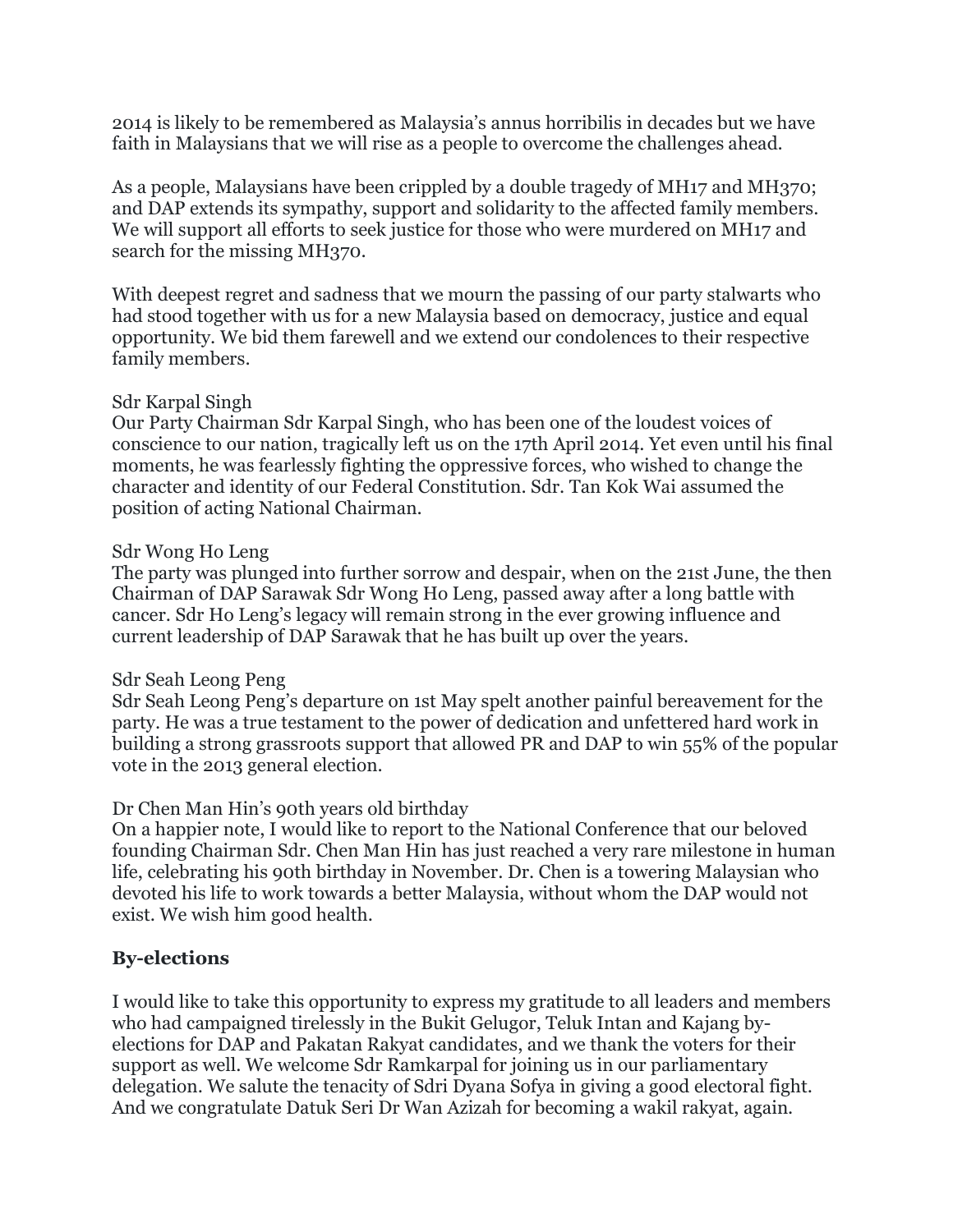2014 is likely to be remembered as Malaysia's annus horribilis in decades but we have faith in Malaysians that we will rise as a people to overcome the challenges ahead.

As a people, Malaysians have been crippled by a double tragedy of MH17 and MH370; and DAP extends its sympathy, support and solidarity to the affected family members. We will support all efforts to seek justice for those who were murdered on MH17 and search for the missing MH370.

With deepest regret and sadness that we mourn the passing of our party stalwarts who had stood together with us for a new Malaysia based on democracy, justice and equal opportunity. We bid them farewell and we extend our condolences to their respective family members.

Sdr Karpal Singh
Our Party Chairman Sdr Karpal Singh, who has been one of the loudest voices of conscience to our nation, tragically left us on the 17th April 2014. Yet even until his final moments, he was fearlessly fighting the oppressive forces, who wished to change the character and identity of our Federal Constitution. Sdr. Tan Kok Wai assumed the position of acting National Chairman.

Sdr Wong Ho Leng
The party was plunged into further sorrow and despair, when on the 21st June, the then Chairman of DAP Sarawak Sdr Wong Ho Leng, passed away after a long battle with cancer. Sdr Ho Leng's legacy will remain strong in the ever growing influence and current leadership of DAP Sarawak that he has built up over the years.

Sdr Seah Leong Peng
Sdr Seah Leong Peng's departure on 1st May spelt another painful bereavement for the party. He was a true testament to the power of dedication and unfettered hard work in building a strong grassroots support that allowed PR and DAP to win 55% of the popular vote in the 2013 general election.

Dr Chen Man Hin's 90th years old birthday
On a happier note, I would like to report to the National Conference that our beloved founding Chairman Sdr. Chen Man Hin has just reached a very rare milestone in human life, celebrating his 90th birthday in November. Dr. Chen is a towering Malaysian who devoted his life to work towards a better Malaysia, without whom the DAP would not exist. We wish him good health.

## By-elections

I would like to take this opportunity to express my gratitude to all leaders and members who had campaigned tirelessly in the Bukit Gelugor, Teluk Intan and Kajang by-elections for DAP and Pakatan Rakyat candidates, and we thank the voters for their support as well. We welcome Sdr Ramkarpal for joining us in our parliamentary delegation. We salute the tenacity of Sdri Dyana Sofya in giving a good electoral fight. And we congratulate Datuk Seri Dr Wan Azizah for becoming a wakil rakyat, again.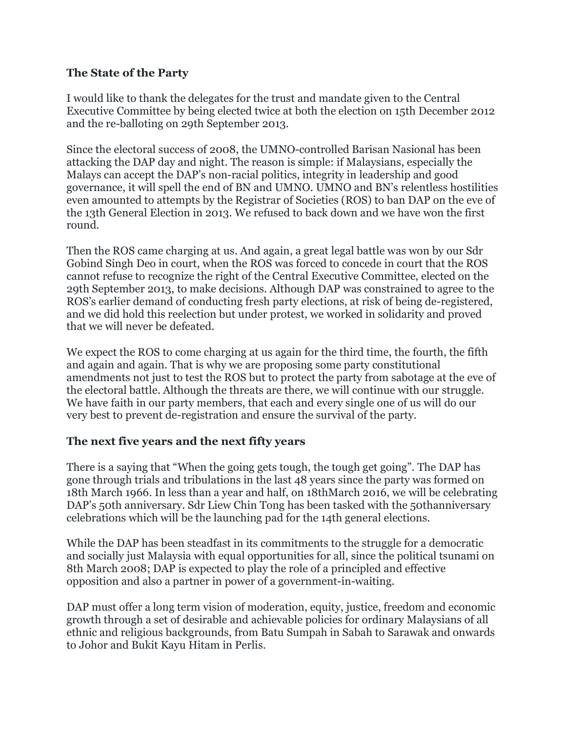**The State of the Party**

I would like to thank the delegates for the trust and mandate given to the Central Executive Committee by being elected twice at both the election on 15th December 2012 and the re-balloting on 29th September 2013.

Since the electoral success of 2008, the UMNO-controlled Barisan Nasional has been attacking the DAP day and night. The reason is simple: if Malaysians, especially the Malays can accept the DAP's non-racial politics, integrity in leadership and good governance, it will spell the end of BN and UMNO. UMNO and BN's relentless hostilities even amounted to attempts by the Registrar of Societies (ROS) to ban DAP on the eve of the 13th General Election in 2013. We refused to back down and we have won the first round.

Then the ROS came charging at us. And again, a great legal battle was won by our Sdr Gobind Singh Deo in court, when the ROS was forced to concede in court that the ROS cannot refuse to recognize the right of the Central Executive Committee, elected on the 29th September 2013, to make decisions. Although DAP was constrained to agree to the ROS's earlier demand of conducting fresh party elections, at risk of being de-registered, and we did hold this reelection but under protest, we worked in solidarity and proved that we will never be defeated.

We expect the ROS to come charging at us again for the third time, the fourth, the fifth and again and again. That is why we are proposing some party constitutional amendments not just to test the ROS but to protect the party from sabotage at the eve of the electoral battle. Although the threats are there, we will continue with our struggle. We have faith in our party members, that each and every single one of us will do our very best to prevent de-registration and ensure the survival of the party.

**The next five years and the next fifty years**

There is a saying that "When the going gets tough, the tough get going". The DAP has gone through trials and tribulations in the last 48 years since the party was formed on 18th March 1966. In less than a year and half, on 18thMarch 2016, we will be celebrating DAP's 50th anniversary. Sdr Liew Chin Tong has been tasked with the 50thanniversary celebrations which will be the launching pad for the 14th general elections.

While the DAP has been steadfast in its commitments to the struggle for a democratic and socially just Malaysia with equal opportunities for all, since the political tsunami on 8th March 2008; DAP is expected to play the role of a principled and effective opposition and also a partner in power of a government-in-waiting.

DAP must offer a long term vision of moderation, equity, justice, freedom and economic growth through a set of desirable and achievable policies for ordinary Malaysians of all ethnic and religious backgrounds, from Batu Sumpah in Sabah to Sarawak and onwards to Johor and Bukit Kayu Hitam in Perlis.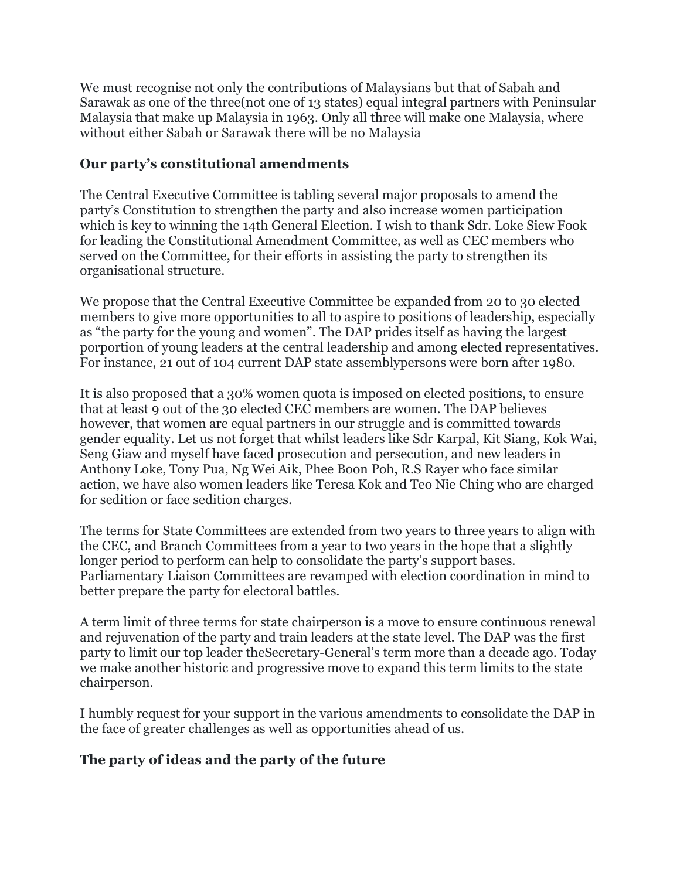We must recognise not only the contributions of Malaysians but that of Sabah and Sarawak as one of the three(not one of 13 states) equal integral partners with Peninsular Malaysia that make up Malaysia in 1963. Only all three will make one Malaysia, where without either Sabah or Sarawak there will be no Malaysia

**Our party's constitutional amendments**

The Central Executive Committee is tabling several major proposals to amend the party's Constitution to strengthen the party and also increase women participation which is key to winning the 14th General Election. I wish to thank Sdr. Loke Siew Fook for leading the Constitutional Amendment Committee, as well as CEC members who served on the Committee, for their efforts in assisting the party to strengthen its organisational structure.

We propose that the Central Executive Committee be expanded from 20 to 30 elected members to give more opportunities to all to aspire to positions of leadership, especially as "the party for the young and women". The DAP prides itself as having the largest porportion of young leaders at the central leadership and among elected representatives. For instance, 21 out of 104 current DAP state assemblypersons were born after 1980.

It is also proposed that a 30% women quota is imposed on elected positions, to ensure that at least 9 out of the 30 elected CEC members are women. The DAP believes however, that women are equal partners in our struggle and is committed towards gender equality. Let us not forget that whilst leaders like Sdr Karpal, Kit Siang, Kok Wai, Seng Giaw and myself have faced prosecution and persecution, and new leaders in Anthony Loke, Tony Pua, Ng Wei Aik, Phee Boon Poh, R.S Rayer who face similar action, we have also women leaders like Teresa Kok and Teo Nie Ching who are charged for sedition or face sedition charges.

The terms for State Committees are extended from two years to three years to align with the CEC, and Branch Committees from a year to two years in the hope that a slightly longer period to perform can help to consolidate the party's support bases. Parliamentary Liaison Committees are revamped with election coordination in mind to better prepare the party for electoral battles.

A term limit of three terms for state chairperson is a move to ensure continuous renewal and rejuvenation of the party and train leaders at the state level. The DAP was the first party to limit our top leader theSecretary-General's term more than a decade ago. Today we make another historic and progressive move to expand this term limits to the state chairperson.

I humbly request for your support in the various amendments to consolidate the DAP in the face of greater challenges as well as opportunities ahead of us.

**The party of ideas and the party of the future**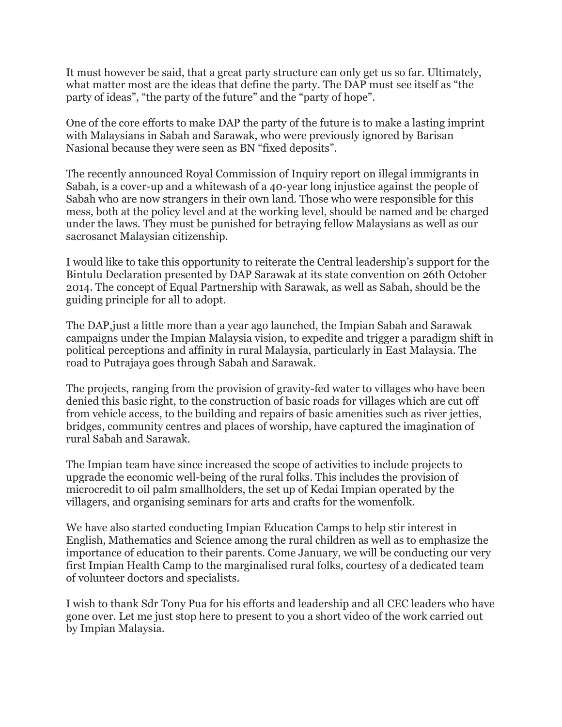It must however be said, that a great party structure can only get us so far. Ultimately, what matter most are the ideas that define the party. The DAP must see itself as "the party of ideas", "the party of the future" and the "party of hope".

One of the core efforts to make DAP the party of the future is to make a lasting imprint with Malaysians in Sabah and Sarawak, who were previously ignored by Barisan Nasional because they were seen as BN "fixed deposits".

The recently announced Royal Commission of Inquiry report on illegal immigrants in Sabah, is a cover-up and a whitewash of a 40-year long injustice against the people of Sabah who are now strangers in their own land. Those who were responsible for this mess, both at the policy level and at the working level, should be named and be charged under the laws. They must be punished for betraying fellow Malaysians as well as our sacrosanct Malaysian citizenship.

I would like to take this opportunity to reiterate the Central leadership's support for the Bintulu Declaration presented by DAP Sarawak at its state convention on 26th October 2014. The concept of Equal Partnership with Sarawak, as well as Sabah, should be the guiding principle for all to adopt.

The DAP,just a little more than a year ago launched, the Impian Sabah and Sarawak campaigns under the Impian Malaysia vision, to expedite and trigger a paradigm shift in political perceptions and affinity in rural Malaysia, particularly in East Malaysia. The road to Putrajaya goes through Sabah and Sarawak.

The projects, ranging from the provision of gravity-fed water to villages who have been denied this basic right, to the construction of basic roads for villages which are cut off from vehicle access, to the building and repairs of basic amenities such as river jetties, bridges, community centres and places of worship, have captured the imagination of rural Sabah and Sarawak.

The Impian team have since increased the scope of activities to include projects to upgrade the economic well-being of the rural folks. This includes the provision of microcredit to oil palm smallholders, the set up of Kedai Impian operated by the villagers, and organising seminars for arts and crafts for the womenfolk.

We have also started conducting Impian Education Camps to help stir interest in English, Mathematics and Science among the rural children as well as to emphasize the importance of education to their parents. Come January, we will be conducting our very first Impian Health Camp to the marginalised rural folks, courtesy of a dedicated team of volunteer doctors and specialists.

I wish to thank Sdr Tony Pua for his efforts and leadership and all CEC leaders who have gone over. Let me just stop here to present to you a short video of the work carried out by Impian Malaysia.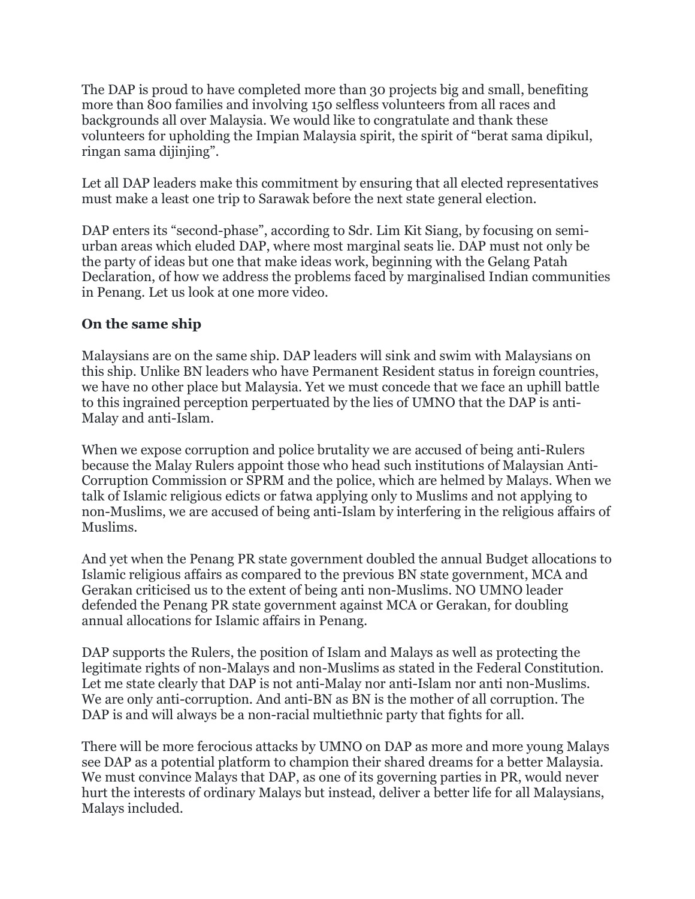The DAP is proud to have completed more than 30 projects big and small, benefiting more than 800 families and involving 150 selfless volunteers from all races and backgrounds all over Malaysia. We would like to congratulate and thank these volunteers for upholding the Impian Malaysia spirit, the spirit of "berat sama dipikul, ringan sama dijinjing".

Let all DAP leaders make this commitment by ensuring that all elected representatives must make a least one trip to Sarawak before the next state general election.

DAP enters its "second-phase", according to Sdr. Lim Kit Siang, by focusing on semi-urban areas which eluded DAP, where most marginal seats lie. DAP must not only be the party of ideas but one that make ideas work, beginning with the Gelang Patah Declaration, of how we address the problems faced by marginalised Indian communities in Penang. Let us look at one more video.

**On the same ship**

Malaysians are on the same ship. DAP leaders will sink and swim with Malaysians on this ship. Unlike BN leaders who have Permanent Resident status in foreign countries, we have no other place but Malaysia. Yet we must concede that we face an uphill battle to this ingrained perception perpertuated by the lies of UMNO that the DAP is anti-Malay and anti-Islam.

When we expose corruption and police brutality we are accused of being anti-Rulers because the Malay Rulers appoint those who head such institutions of Malaysian Anti-Corruption Commission or SPRM and the police, which are helmed by Malays. When we talk of Islamic religious edicts or fatwa applying only to Muslims and not applying to non-Muslims, we are accused of being anti-Islam by interfering in the religious affairs of Muslims.

And yet when the Penang PR state government doubled the annual Budget allocations to Islamic religious affairs as compared to the previous BN state government, MCA and Gerakan criticised us to the extent of being anti non-Muslims. NO UMNO leader defended the Penang PR state government against MCA or Gerakan, for doubling annual allocations for Islamic affairs in Penang.

DAP supports the Rulers, the position of Islam and Malays as well as protecting the legitimate rights of non-Malays and non-Muslims as stated in the Federal Constitution. Let me state clearly that DAP is not anti-Malay nor anti-Islam nor anti non-Muslims. We are only anti-corruption. And anti-BN as BN is the mother of all corruption. The DAP is and will always be a non-racial multiethnic party that fights for all.

There will be more ferocious attacks by UMNO on DAP as more and more young Malays see DAP as a potential platform to champion their shared dreams for a better Malaysia. We must convince Malays that DAP, as one of its governing parties in PR, would never hurt the interests of ordinary Malays but instead, deliver a better life for all Malaysians, Malays included.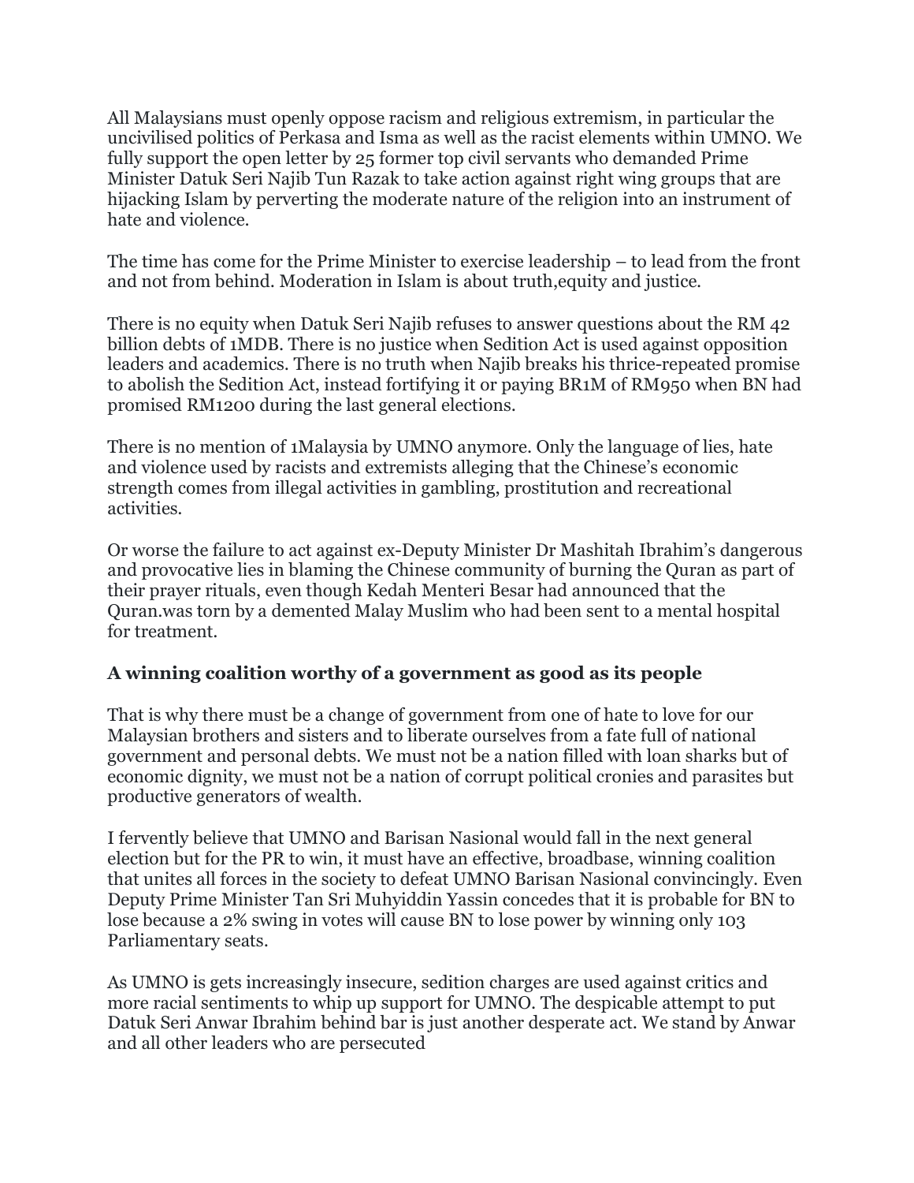All Malaysians must openly oppose racism and religious extremism, in particular the uncivilised politics of Perkasa and Isma as well as the racist elements within UMNO. We fully support the open letter by 25 former top civil servants who demanded Prime Minister Datuk Seri Najib Tun Razak to take action against right wing groups that are hijacking Islam by perverting the moderate nature of the religion into an instrument of hate and violence.

The time has come for the Prime Minister to exercise leadership – to lead from the front and not from behind. Moderation in Islam is about truth,equity and justice.

There is no equity when Datuk Seri Najib refuses to answer questions about the RM 42 billion debts of 1MDB. There is no justice when Sedition Act is used against opposition leaders and academics. There is no truth when Najib breaks his thrice-repeated promise to abolish the Sedition Act, instead fortifying it or paying BR1M of RM950 when BN had promised RM1200 during the last general elections.

There is no mention of 1Malaysia by UMNO anymore. Only the language of lies, hate and violence used by racists and extremists alleging that the Chinese's economic strength comes from illegal activities in gambling, prostitution and recreational activities.

Or worse the failure to act against ex-Deputy Minister Dr Mashitah Ibrahim's dangerous and provocative lies in blaming the Chinese community of burning the Quran as part of their prayer rituals, even though Kedah Menteri Besar had announced that the Quran.was torn by a demented Malay Muslim who had been sent to a mental hospital for treatment.

### A winning coalition worthy of a government as good as its people

That is why there must be a change of government from one of hate to love for our Malaysian brothers and sisters and to liberate ourselves from a fate full of national government and personal debts. We must not be a nation filled with loan sharks but of economic dignity, we must not be a nation of corrupt political cronies and parasites but productive generators of wealth.

I fervently believe that UMNO and Barisan Nasional would fall in the next general election but for the PR to win, it must have an effective, broadbase, winning coalition that unites all forces in the society to defeat UMNO Barisan Nasional convincingly. Even Deputy Prime Minister Tan Sri Muhyiddin Yassin concedes that it is probable for BN to lose because a 2% swing in votes will cause BN to lose power by winning only 103 Parliamentary seats.

As UMNO is gets increasingly insecure, sedition charges are used against critics and more racial sentiments to whip up support for UMNO. The despicable attempt to put Datuk Seri Anwar Ibrahim behind bar is just another desperate act. We stand by Anwar and all other leaders who are persecuted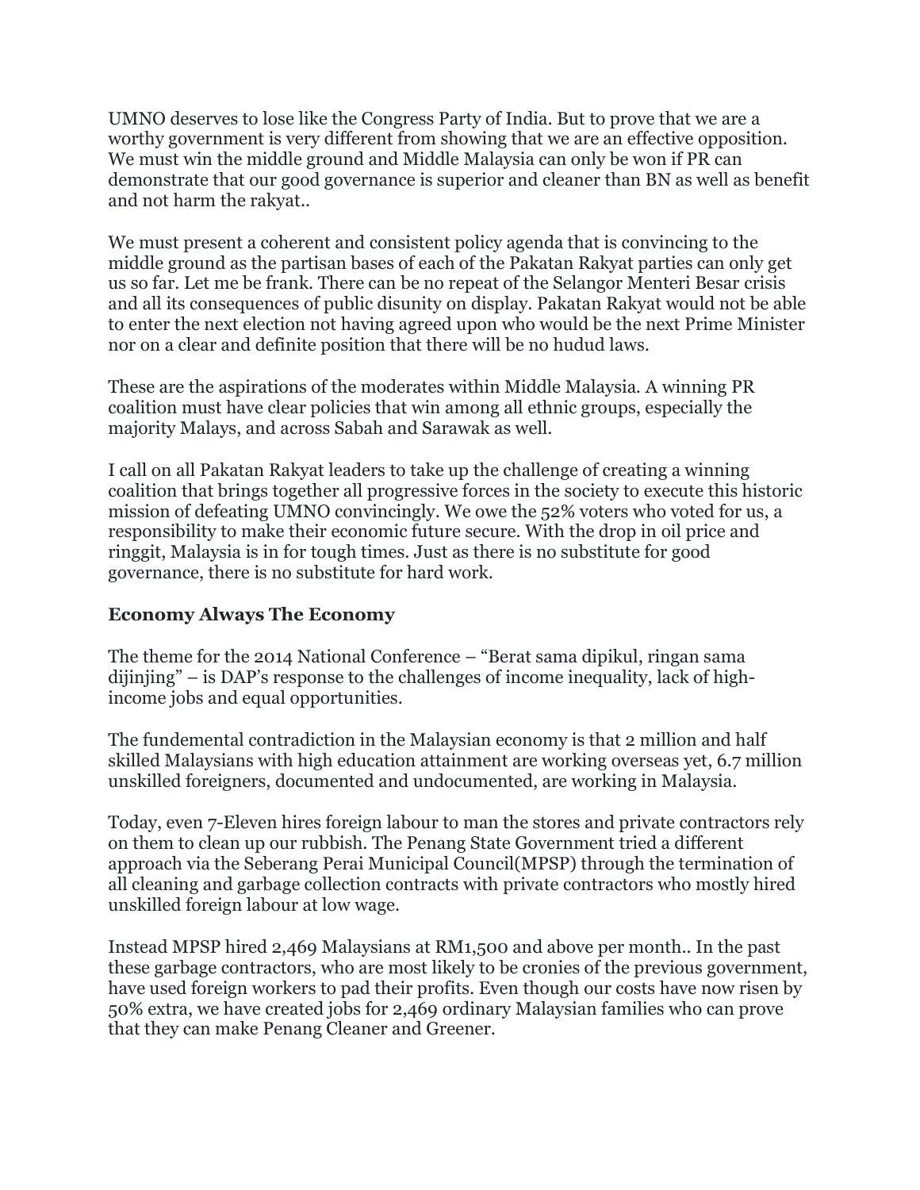UMNO deserves to lose like the Congress Party of India. But to prove that we are a worthy government is very different from showing that we are an effective opposition. We must win the middle ground and Middle Malaysia can only be won if PR can demonstrate that our good governance is superior and cleaner than BN as well as benefit and not harm the rakyat..

We must present a coherent and consistent policy agenda that is convincing to the middle ground as the partisan bases of each of the Pakatan Rakyat parties can only get us so far. Let me be frank. There can be no repeat of the Selangor Menteri Besar crisis and all its consequences of public disunity on display. Pakatan Rakyat would not be able to enter the next election not having agreed upon who would be the next Prime Minister nor on a clear and definite position that there will be no hudud laws.

These are the aspirations of the moderates within Middle Malaysia. A winning PR coalition must have clear policies that win among all ethnic groups, especially the majority Malays, and across Sabah and Sarawak as well.

I call on all Pakatan Rakyat leaders to take up the challenge of creating a winning coalition that brings together all progressive forces in the society to execute this historic mission of defeating UMNO convincingly. We owe the 52% voters who voted for us, a responsibility to make their economic future secure. With the drop in oil price and ringgit, Malaysia is in for tough times. Just as there is no substitute for good governance, there is no substitute for hard work.

**Economy Always The Economy**

The theme for the 2014 National Conference – "Berat sama dipikul, ringan sama dijinjing" – is DAP's response to the challenges of income inequality, lack of high-income jobs and equal opportunities.

The fundemental contradiction in the Malaysian economy is that 2 million and half skilled Malaysians with high education attainment are working overseas yet, 6.7 million unskilled foreigners, documented and undocumented, are working in Malaysia.

Today, even 7-Eleven hires foreign labour to man the stores and private contractors rely on them to clean up our rubbish. The Penang State Government tried a different approach via the Seberang Perai Municipal Council(MPSP) through the termination of all cleaning and garbage collection contracts with private contractors who mostly hired unskilled foreign labour at low wage.

Instead MPSP hired 2,469 Malaysians at RM1,500 and above per month.. In the past these garbage contractors, who are most likely to be cronies of the previous government, have used foreign workers to pad their profits. Even though our costs have now risen by 50% extra, we have created jobs for 2,469 ordinary Malaysian families who can prove that they can make Penang Cleaner and Greener.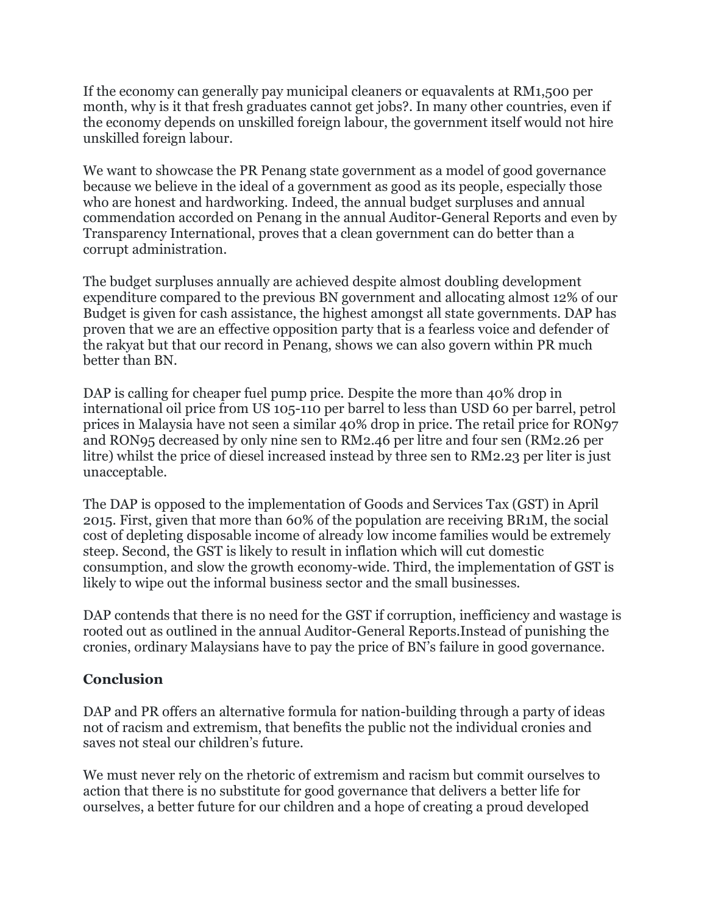If the economy can generally pay municipal cleaners or equavalents at RM1,500 per month, why is it that fresh graduates cannot get jobs?. In many other countries, even if the economy depends on unskilled foreign labour, the government itself would not hire unskilled foreign labour.

We want to showcase the PR Penang state government as a model of good governance because we believe in the ideal of a government as good as its people, especially those who are honest and hardworking. Indeed, the annual budget surpluses and annual commendation accorded on Penang in the annual Auditor-General Reports and even by Transparency International, proves that a clean government can do better than a corrupt administration.

The budget surpluses annually are achieved despite almost doubling development expenditure compared to the previous BN government and allocating almost 12% of our Budget is given for cash assistance, the highest amongst all state governments. DAP has proven that we are an effective opposition party that is a fearless voice and defender of the rakyat but that our record in Penang, shows we can also govern within PR much better than BN.

DAP is calling for cheaper fuel pump price. Despite the more than 40% drop in international oil price from US 105-110 per barrel to less than USD 60 per barrel, petrol prices in Malaysia have not seen a similar 40% drop in price. The retail price for RON97 and RON95 decreased by only nine sen to RM2.46 per litre and four sen (RM2.26 per litre) whilst the price of diesel increased instead by three sen to RM2.23 per liter is just unacceptable.

The DAP is opposed to the implementation of Goods and Services Tax (GST) in April 2015. First, given that more than 60% of the population are receiving BR1M, the social cost of depleting disposable income of already low income families would be extremely steep. Second, the GST is likely to result in inflation which will cut domestic consumption, and slow the growth economy-wide. Third, the implementation of GST is likely to wipe out the informal business sector and the small businesses.

DAP contends that there is no need for the GST if corruption, inefficiency and wastage is rooted out as outlined in the annual Auditor-General Reports.Instead of punishing the cronies, ordinary Malaysians have to pay the price of BN's failure in good governance.

### Conclusion

DAP and PR offers an alternative formula for nation-building through a party of ideas not of racism and extremism, that benefits the public not the individual cronies and saves not steal our children's future.

We must never rely on the rhetoric of extremism and racism but commit ourselves to action that there is no substitute for good governance that delivers a better life for ourselves, a better future for our children and a hope of creating a proud developed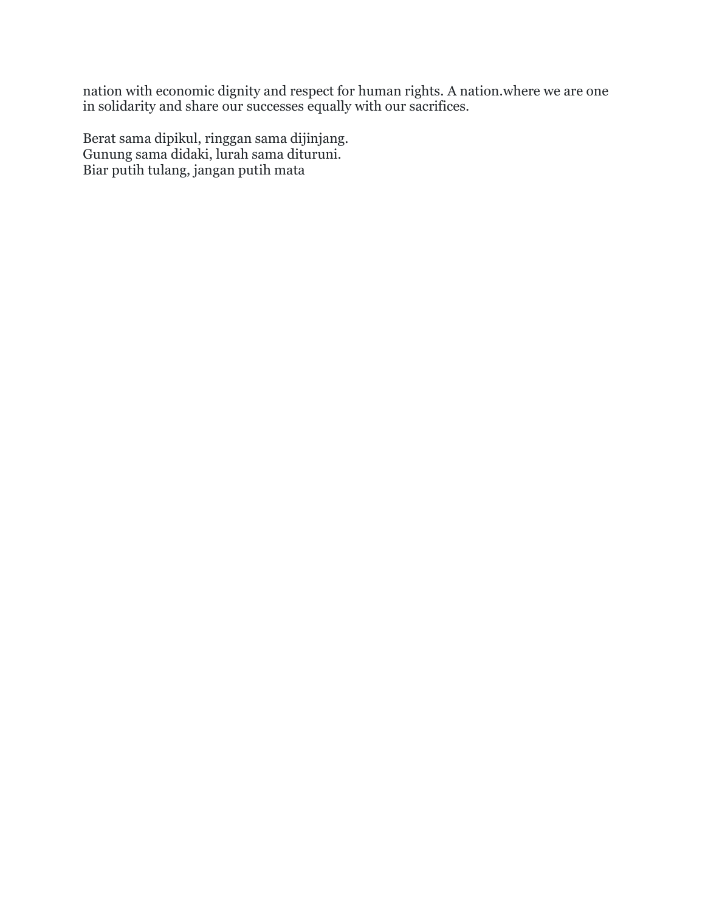nation with economic dignity and respect for human rights. A nation.where we are one in solidarity and share our successes equally with our sacrifices.

Berat sama dipikul, ringgan sama dijinjang.
Gunung sama didaki, lurah sama dituruni.
Biar putih tulang, jangan putih mata